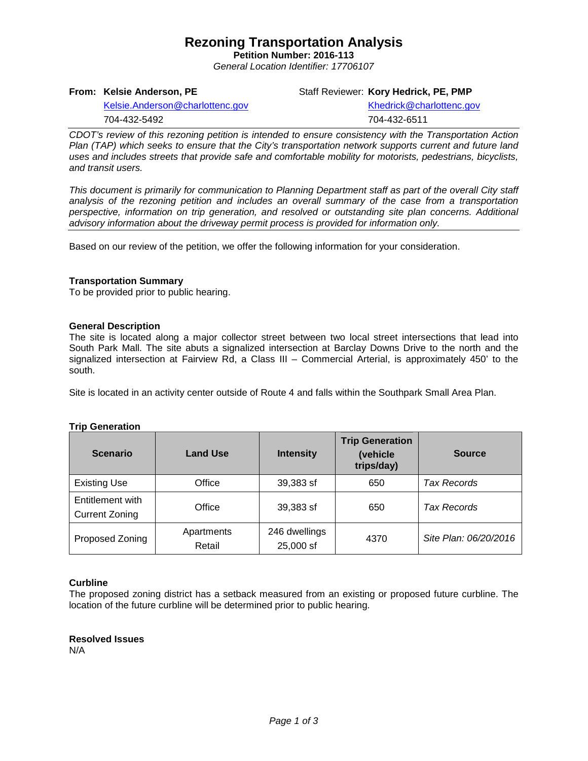# Rezoning Transportation Analysis

**Petition Number: 2016-113**

*General Location Identifier: 17706107*

| | |
|---|---|
| **From: Kelsie Anderson, PE** | Staff Reviewer: **Kory Hedrick, PE, PMP** |
| Kelsie.Anderson@charlottenc.gov | Khedrick@charlottenc.gov |
| 704-432-5492 | 704-432-6511 |

*CDOT's review of this rezoning petition is intended to ensure consistency with the Transportation Action Plan (TAP) which seeks to ensure that the City's transportation network supports current and future land uses and includes streets that provide safe and comfortable mobility for motorists, pedestrians, bicyclists, and transit users.*

*This document is primarily for communication to Planning Department staff as part of the overall City staff analysis of the rezoning petition and includes an overall summary of the case from a transportation perspective, information on trip generation, and resolved or outstanding site plan concerns. Additional advisory information about the driveway permit process is provided for information only.*

Based on our review of the petition, we offer the following information for your consideration.

**Transportation Summary**

To be provided prior to public hearing.

**General Description**

The site is located along a major collector street between two local street intersections that lead into South Park Mall. The site abuts a signalized intersection at Barclay Downs Drive to the north and the signalized intersection at Fairview Rd, a Class III – Commercial Arterial, is approximately 450' to the south.

Site is located in an activity center outside of Route 4 and falls within the Southpark Small Area Plan.

**Trip Generation**

| Scenario | Land Use | Intensity | Trip Generation (vehicle trips/day) | Source |
|---|---|---|---|---|
| Existing Use | Office | 39,383 sf | 650 | *Tax Records* |
| Entitlement with Current Zoning | Office | 39,383 sf | 650 | *Tax Records* |
| Proposed Zoning | Apartments<br>Retail | 246 dwellings<br>25,000 sf | 4370 | *Site Plan: 06/20/2016* |

**Curbline**

The proposed zoning district has a setback measured from an existing or proposed future curbline. The location of the future curbline will be determined prior to public hearing.

**Resolved Issues**

N/A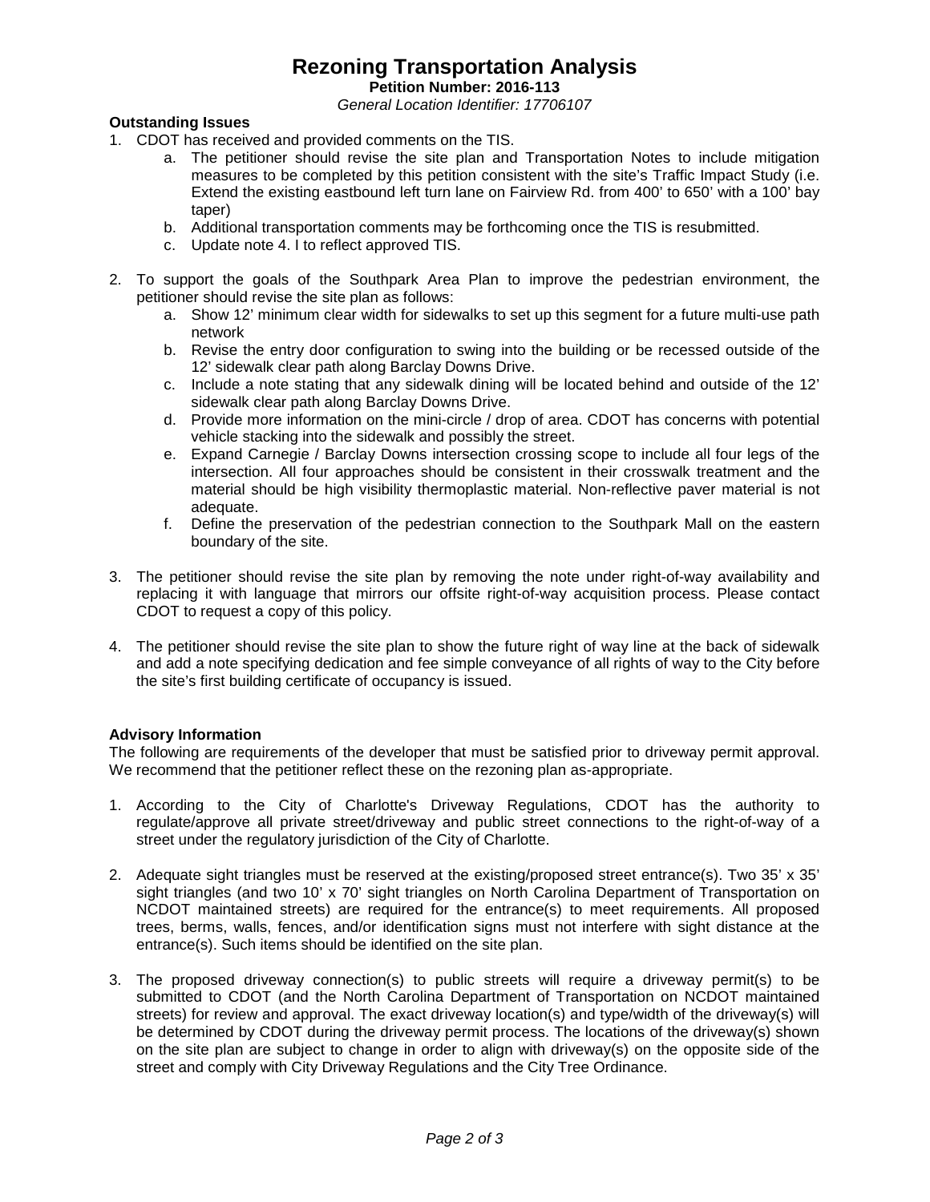# Rezoning Transportation Analysis

**Petition Number: 2016-113**

*General Location Identifier: 17706107*

**Outstanding Issues**

1. CDOT has received and provided comments on the TIS.
    a. The petitioner should revise the site plan and Transportation Notes to include mitigation measures to be completed by this petition consistent with the site's Traffic Impact Study (i.e. Extend the existing eastbound left turn lane on Fairview Rd. from 400' to 650' with a 100' bay taper)
    b. Additional transportation comments may be forthcoming once the TIS is resubmitted.
    c. Update note 4. I to reflect approved TIS.

2. To support the goals of the Southpark Area Plan to improve the pedestrian environment, the petitioner should revise the site plan as follows:
    a. Show 12' minimum clear width for sidewalks to set up this segment for a future multi-use path network
    b. Revise the entry door configuration to swing into the building or be recessed outside of the 12' sidewalk clear path along Barclay Downs Drive.
    c. Include a note stating that any sidewalk dining will be located behind and outside of the 12' sidewalk clear path along Barclay Downs Drive.
    d. Provide more information on the mini-circle / drop of area. CDOT has concerns with potential vehicle stacking into the sidewalk and possibly the street.
    e. Expand Carnegie / Barclay Downs intersection crossing scope to include all four legs of the intersection. All four approaches should be consistent in their crosswalk treatment and the material should be high visibility thermoplastic material. Non-reflective paver material is not adequate.
    f. Define the preservation of the pedestrian connection to the Southpark Mall on the eastern boundary of the site.

3. The petitioner should revise the site plan by removing the note under right-of-way availability and replacing it with language that mirrors our offsite right-of-way acquisition process. Please contact CDOT to request a copy of this policy.

4. The petitioner should revise the site plan to show the future right of way line at the back of sidewalk and add a note specifying dedication and fee simple conveyance of all rights of way to the City before the site's first building certificate of occupancy is issued.

**Advisory Information**

The following are requirements of the developer that must be satisfied prior to driveway permit approval. We recommend that the petitioner reflect these on the rezoning plan as-appropriate.

1. According to the City of Charlotte's Driveway Regulations, CDOT has the authority to regulate/approve all private street/driveway and public street connections to the right-of-way of a street under the regulatory jurisdiction of the City of Charlotte.

2. Adequate sight triangles must be reserved at the existing/proposed street entrance(s). Two 35' x 35' sight triangles (and two 10' x 70' sight triangles on North Carolina Department of Transportation on NCDOT maintained streets) are required for the entrance(s) to meet requirements. All proposed trees, berms, walls, fences, and/or identification signs must not interfere with sight distance at the entrance(s). Such items should be identified on the site plan.

3. The proposed driveway connection(s) to public streets will require a driveway permit(s) to be submitted to CDOT (and the North Carolina Department of Transportation on NCDOT maintained streets) for review and approval. The exact driveway location(s) and type/width of the driveway(s) will be determined by CDOT during the driveway permit process. The locations of the driveway(s) shown on the site plan are subject to change in order to align with driveway(s) on the opposite side of the street and comply with City Driveway Regulations and the City Tree Ordinance.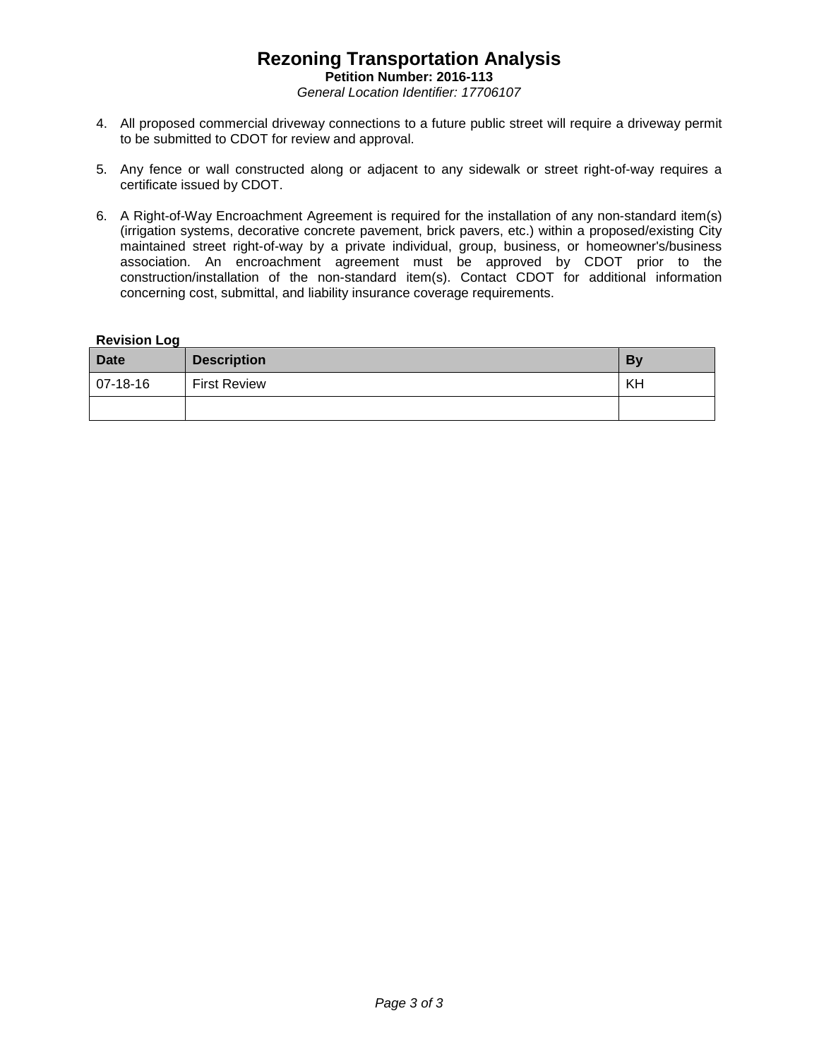4. All proposed commercial driveway connections to a future public street will require a driveway permit to be submitted to CDOT for review and approval.

5. Any fence or wall constructed along or adjacent to any sidewalk or street right-of-way requires a certificate issued by CDOT.

6. A Right-of-Way Encroachment Agreement is required for the installation of any non-standard item(s) (irrigation systems, decorative concrete pavement, brick pavers, etc.) within a proposed/existing City maintained street right-of-way by a private individual, group, business, or homeowner's/business association. An encroachment agreement must be approved by CDOT prior to the construction/installation of the non-standard item(s). Contact CDOT for additional information concerning cost, submittal, and liability insurance coverage requirements.

**Revision Log**

| Date | Description | By |
|---|---|---|
| 07-18-16 | First Review | KH |
| | | |